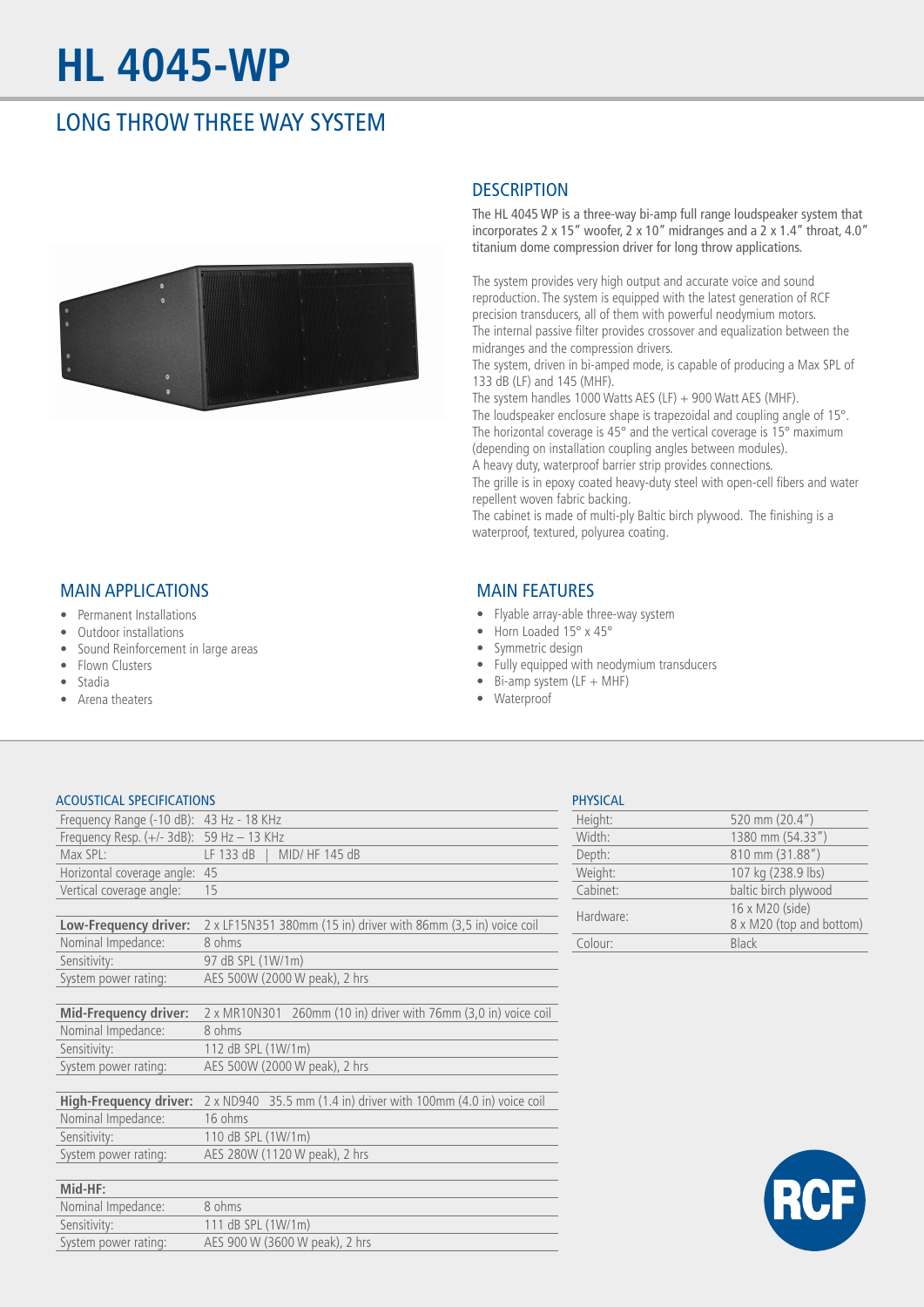# HL 4045-WP

## LONG THROW THREE WAY SYSTEM

## DESCRIPTION

The HL 4045 WP is a three-way bi-amp full range loudspeaker system that incorporates 2 x 15" woofer, 2 x 10" midranges and a 2 x 1.4" throat, 4.0" titanium dome compression driver for long throw applications.

The system provides very high output and accurate voice and sound reproduction. The system is equipped with the latest generation of RCF precision transducers, all of them with powerful neodymium motors.
The internal passive filter provides crossover and equalization between the midranges and the compression drivers.
The system, driven in bi-amped mode, is capable of producing a Max SPL of 133 dB (LF) and 145 (MHF).
The system handles 1000 Watts AES (LF) + 900 Watt AES (MHF).
The loudspeaker enclosure shape is trapezoidal and coupling angle of 15°.
The horizontal coverage is 45° and the vertical coverage is 15° maximum (depending on installation coupling angles between modules).
A heavy duty, waterproof barrier strip provides connections.
The grille is in epoxy coated heavy-duty steel with open-cell fibers and water repellent woven fabric backing.
The cabinet is made of multi-ply Baltic birch plywood. The finishing is a waterproof, textured, polyurea coating.

## MAIN APPLICATIONS

- Permanent Installations
- Outdoor installations
- Sound Reinforcement in large areas
- Flown Clusters
- Stadia
- Arena theaters

## MAIN FEATURES

- Flyable array-able three-way system
- Horn Loaded 15° x 45°
- Symmetric design
- Fully equipped with neodymium transducers
- Bi-amp system (LF + MHF)
- Waterproof

### ACOUSTICAL SPECIFICATIONS

| | |
|---|---|
| Frequency Range (-10 dB): | 43 Hz - 18 KHz |
| Frequency Resp. (+/- 3dB): | 59 Hz – 13 KHz |
| Max SPL: | LF 133 dB \| MID/ HF 145 dB |
| Horizontal coverage angle: | 45 |
| Vertical coverage angle: | 15 |
| | |
| **Low-Frequency driver:** | 2 x LF15N351 380mm (15 in) driver with 86mm (3,5 in) voice coil |
| Nominal Impedance: | 8 ohms |
| Sensitivity: | 97 dB SPL (1W/1m) |
| System power rating: | AES 500W (2000 W peak), 2 hrs |
| | |
| **Mid-Frequency driver:** | 2 x MR10N301 260mm (10 in) driver with 76mm (3,0 in) voice coil |
| Nominal Impedance: | 8 ohms |
| Sensitivity: | 112 dB SPL (1W/1m) |
| System power rating: | AES 500W (2000 W peak), 2 hrs |
| | |
| **High-Frequency driver:** | 2 x ND940 35.5 mm (1.4 in) driver with 100mm (4.0 in) voice coil |
| Nominal Impedance: | 16 ohms |
| Sensitivity: | 110 dB SPL (1W/1m) |
| System power rating: | AES 280W (1120 W peak), 2 hrs |
| | |
| **Mid-HF:** | |
| Nominal Impedance: | 8 ohms |
| Sensitivity: | 111 dB SPL (1W/1m) |
| System power rating: | AES 900 W (3600 W peak), 2 hrs |

### PHYSICAL

| | |
|---|---|
| Height: | 520 mm (20.4") |
| Width: | 1380 mm (54.33") |
| Depth: | 810 mm (31.88") |
| Weight: | 107 kg (238.9 lbs) |
| Cabinet: | baltic birch plywood |
| Hardware: | 16 x M20 (side)<br>8 x M20 (top and bottom) |
| Colour: | Black |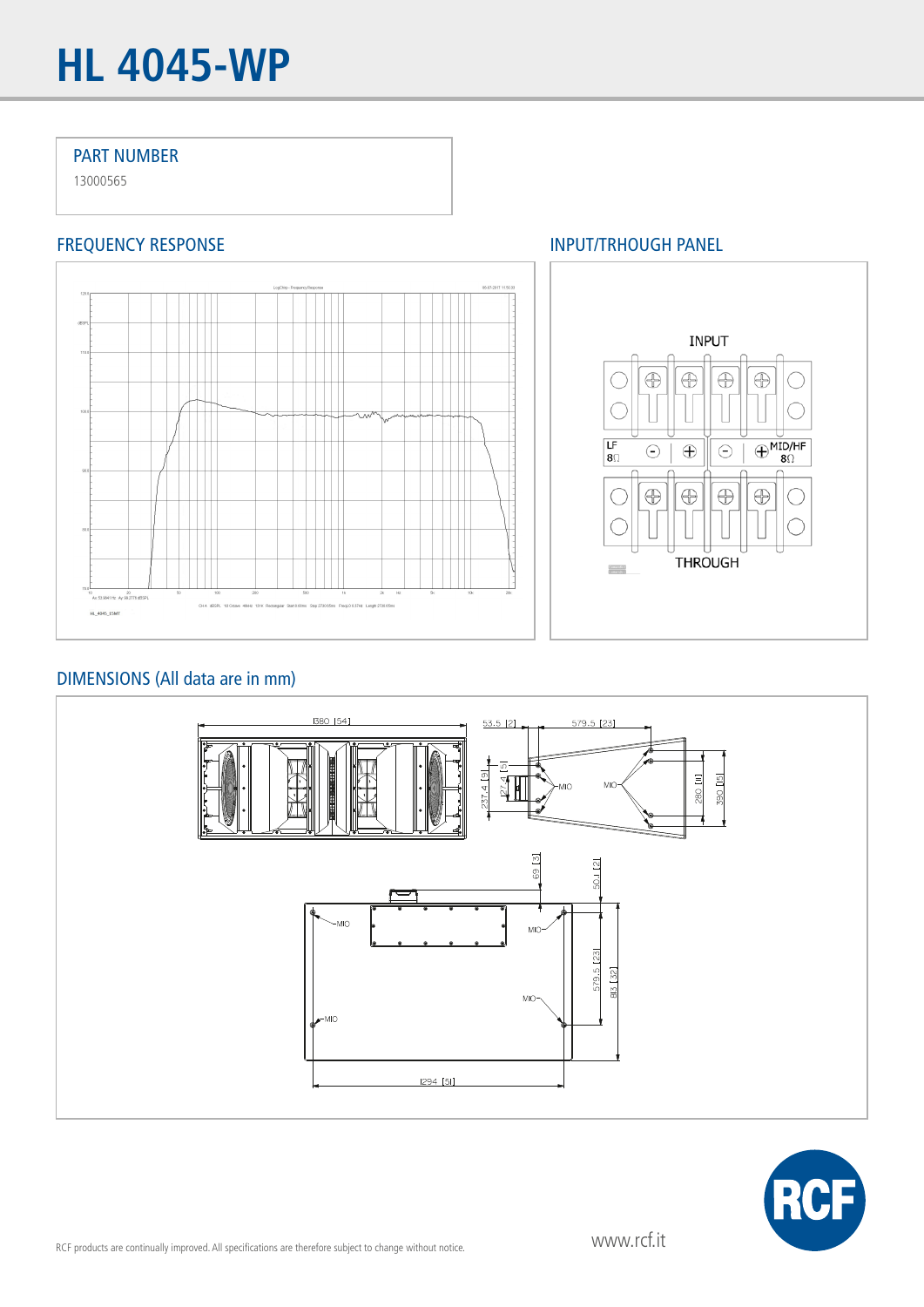# HL 4045-WP

## PART NUMBER

13000565

## FREQUENCY RESPONSE

LogChirp - Frequency Response

120.0

dBSPL

110.0

100.0

90.0

80.0

70.0

10 20 50 100 200 500 1k 2k 5k 10k 20k

HL_4045_15MT

## INPUT/TRHOUGH PANEL

INPUT

LF 8Ω

MID/HF 8Ω

THROUGH

## DIMENSIONS (All data are in mm)

1380 [54]

53.5 [2]

579.5 [23]

237.4 [9]

127.4 [5]

280 [11]

390 [15]

M10

69 [3]

50.1 [2]

579.5 [23]

813 [32]

1294 [51]

RCF products are continually improved. All specifications are therefore subject to change without notice.

www.rcf.it

RCF